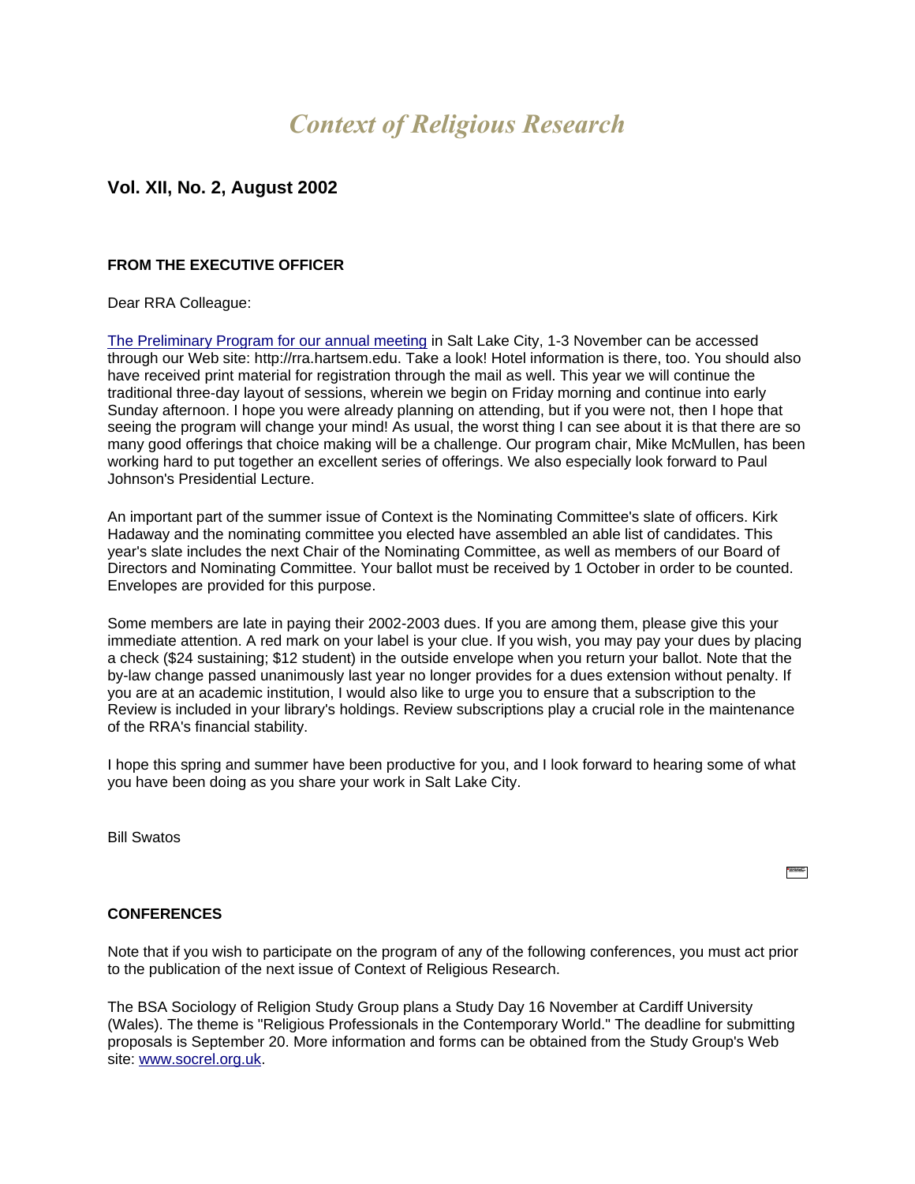# *Context of Religious Research*

## Vol. XII, No. 2, August 2002

### FROM THE EXECUTIVE OFFICER

Dear RRA Colleague:

The Preliminary Program for our annual meeting in Salt Lake City, 1-3 November can be accessed through our Web site: http://rra.hartsem.edu. Take a look! Hotel information is there, too. You should also have received print material for registration through the mail as well. This year we will continue the traditional three-day layout of sessions, wherein we begin on Friday morning and continue into early Sunday afternoon. I hope you were already planning on attending, but if you were not, then I hope that seeing the program will change your mind! As usual, the worst thing I can see about it is that there are so many good offerings that choice making will be a challenge. Our program chair, Mike McMullen, has been working hard to put together an excellent series of offerings. We also especially look forward to Paul Johnson's Presidential Lecture.

An important part of the summer issue of Context is the Nominating Committee's slate of officers. Kirk Hadaway and the nominating committee you elected have assembled an able list of candidates. This year's slate includes the next Chair of the Nominating Committee, as well as members of our Board of Directors and Nominating Committee. Your ballot must be received by 1 October in order to be counted. Envelopes are provided for this purpose.

Some members are late in paying their 2002-2003 dues. If you are among them, please give this your immediate attention. A red mark on your label is your clue. If you wish, you may pay your dues by placing a check ($24 sustaining; $12 student) in the outside envelope when you return your ballot. Note that the by-law change passed unanimously last year no longer provides for a dues extension without penalty. If you are at an academic institution, I would also like to urge you to ensure that a subscription to the Review is included in your library's holdings. Review subscriptions play a crucial role in the maintenance of the RRA's financial stability.

I hope this spring and summer have been productive for you, and I look forward to hearing some of what you have been doing as you share your work in Salt Lake City.

Bill Swatos

### CONFERENCES

Note that if you wish to participate on the program of any of the following conferences, you must act prior to the publication of the next issue of Context of Religious Research.

The BSA Sociology of Religion Study Group plans a Study Day 16 November at Cardiff University (Wales). The theme is "Religious Professionals in the Contemporary World." The deadline for submitting proposals is September 20. More information and forms can be obtained from the Study Group's Web site: www.socrel.org.uk.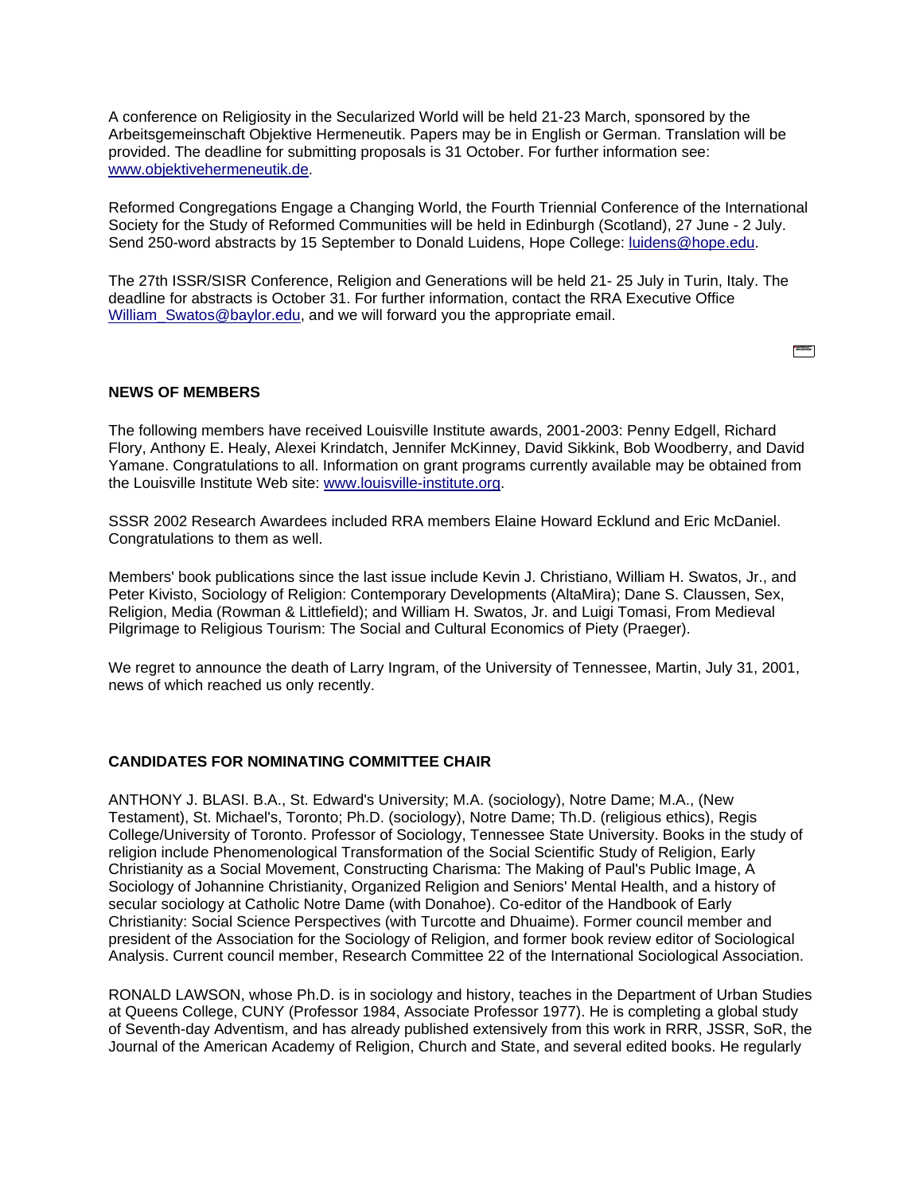A conference on Religiosity in the Secularized World will be held 21-23 March, sponsored by the Arbeitsgemeinschaft Objektive Hermeneutik. Papers may be in English or German. Translation will be provided. The deadline for submitting proposals is 31 October. For further information see: www.objektivehermeneutik.de.

Reformed Congregations Engage a Changing World, the Fourth Triennial Conference of the International Society for the Study of Reformed Communities will be held in Edinburgh (Scotland), 27 June - 2 July. Send 250-word abstracts by 15 September to Donald Luidens, Hope College: luidens@hope.edu.

The 27th ISSR/SISR Conference, Religion and Generations will be held 21- 25 July in Turin, Italy. The deadline for abstracts is October 31. For further information, contact the RRA Executive Office William_Swatos@baylor.edu, and we will forward you the appropriate email.

## NEWS OF MEMBERS

The following members have received Louisville Institute awards, 2001-2003: Penny Edgell, Richard Flory, Anthony E. Healy, Alexei Krindatch, Jennifer McKinney, David Sikkink, Bob Woodberry, and David Yamane. Congratulations to all. Information on grant programs currently available may be obtained from the Louisville Institute Web site: www.louisville-institute.org.

SSSR 2002 Research Awardees included RRA members Elaine Howard Ecklund and Eric McDaniel. Congratulations to them as well.

Members' book publications since the last issue include Kevin J. Christiano, William H. Swatos, Jr., and Peter Kivisto, Sociology of Religion: Contemporary Developments (AltaMira); Dane S. Claussen, Sex, Religion, Media (Rowman & Littlefield); and William H. Swatos, Jr. and Luigi Tomasi, From Medieval Pilgrimage to Religious Tourism: The Social and Cultural Economics of Piety (Praeger).

We regret to announce the death of Larry Ingram, of the University of Tennessee, Martin, July 31, 2001, news of which reached us only recently.

## CANDIDATES FOR NOMINATING COMMITTEE CHAIR

ANTHONY J. BLASI. B.A., St. Edward's University; M.A. (sociology), Notre Dame; M.A., (New Testament), St. Michael's, Toronto; Ph.D. (sociology), Notre Dame; Th.D. (religious ethics), Regis College/University of Toronto. Professor of Sociology, Tennessee State University. Books in the study of religion include Phenomenological Transformation of the Social Scientific Study of Religion, Early Christianity as a Social Movement, Constructing Charisma: The Making of Paul's Public Image, A Sociology of Johannine Christianity, Organized Religion and Seniors' Mental Health, and a history of secular sociology at Catholic Notre Dame (with Donahoe). Co-editor of the Handbook of Early Christianity: Social Science Perspectives (with Turcotte and Dhuaime). Former council member and president of the Association for the Sociology of Religion, and former book review editor of Sociological Analysis. Current council member, Research Committee 22 of the International Sociological Association.

RONALD LAWSON, whose Ph.D. is in sociology and history, teaches in the Department of Urban Studies at Queens College, CUNY (Professor 1984, Associate Professor 1977). He is completing a global study of Seventh-day Adventism, and has already published extensively from this work in RRR, JSSR, SoR, the Journal of the American Academy of Religion, Church and State, and several edited books. He regularly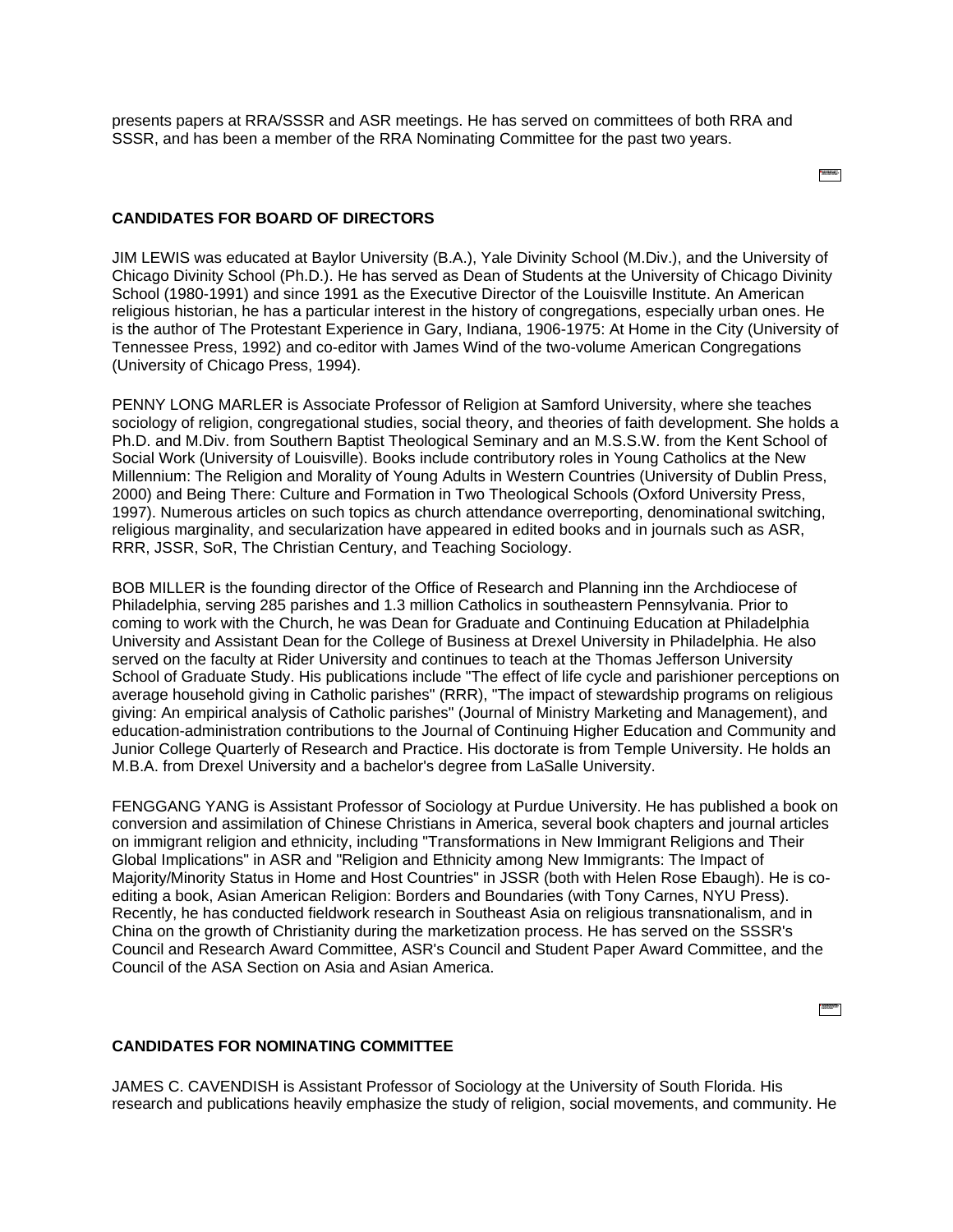presents papers at RRA/SSSR and ASR meetings. He has served on committees of both RRA and SSSR, and has been a member of the RRA Nominating Committee for the past two years.

## CANDIDATES FOR BOARD OF DIRECTORS

JIM LEWIS was educated at Baylor University (B.A.), Yale Divinity School (M.Div.), and the University of Chicago Divinity School (Ph.D.). He has served as Dean of Students at the University of Chicago Divinity School (1980-1991) and since 1991 as the Executive Director of the Louisville Institute. An American religious historian, he has a particular interest in the history of congregations, especially urban ones. He is the author of The Protestant Experience in Gary, Indiana, 1906-1975: At Home in the City (University of Tennessee Press, 1992) and co-editor with James Wind of the two-volume American Congregations (University of Chicago Press, 1994).

PENNY LONG MARLER is Associate Professor of Religion at Samford University, where she teaches sociology of religion, congregational studies, social theory, and theories of faith development. She holds a Ph.D. and M.Div. from Southern Baptist Theological Seminary and an M.S.S.W. from the Kent School of Social Work (University of Louisville). Books include contributory roles in Young Catholics at the New Millennium: The Religion and Morality of Young Adults in Western Countries (University of Dublin Press, 2000) and Being There: Culture and Formation in Two Theological Schools (Oxford University Press, 1997). Numerous articles on such topics as church attendance overreporting, denominational switching, religious marginality, and secularization have appeared in edited books and in journals such as ASR, RRR, JSSR, SoR, The Christian Century, and Teaching Sociology.

BOB MILLER is the founding director of the Office of Research and Planning inn the Archdiocese of Philadelphia, serving 285 parishes and 1.3 million Catholics in southeastern Pennsylvania. Prior to coming to work with the Church, he was Dean for Graduate and Continuing Education at Philadelphia University and Assistant Dean for the College of Business at Drexel University in Philadelphia. He also served on the faculty at Rider University and continues to teach at the Thomas Jefferson University School of Graduate Study. His publications include "The effect of life cycle and parishioner perceptions on average household giving in Catholic parishes" (RRR), "The impact of stewardship programs on religious giving: An empirical analysis of Catholic parishes" (Journal of Ministry Marketing and Management), and education-administration contributions to the Journal of Continuing Higher Education and Community and Junior College Quarterly of Research and Practice. His doctorate is from Temple University. He holds an M.B.A. from Drexel University and a bachelor's degree from LaSalle University.

FENGGANG YANG is Assistant Professor of Sociology at Purdue University. He has published a book on conversion and assimilation of Chinese Christians in America, several book chapters and journal articles on immigrant religion and ethnicity, including "Transformations in New Immigrant Religions and Their Global Implications" in ASR and "Religion and Ethnicity among New Immigrants: The Impact of Majority/Minority Status in Home and Host Countries" in JSSR (both with Helen Rose Ebaugh). He is co-editing a book, Asian American Religion: Borders and Boundaries (with Tony Carnes, NYU Press). Recently, he has conducted fieldwork research in Southeast Asia on religious transnationalism, and in China on the growth of Christianity during the marketization process. He has served on the SSSR's Council and Research Award Committee, ASR's Council and Student Paper Award Committee, and the Council of the ASA Section on Asia and Asian America.

## CANDIDATES FOR NOMINATING COMMITTEE

JAMES C. CAVENDISH is Assistant Professor of Sociology at the University of South Florida. His research and publications heavily emphasize the study of religion, social movements, and community. He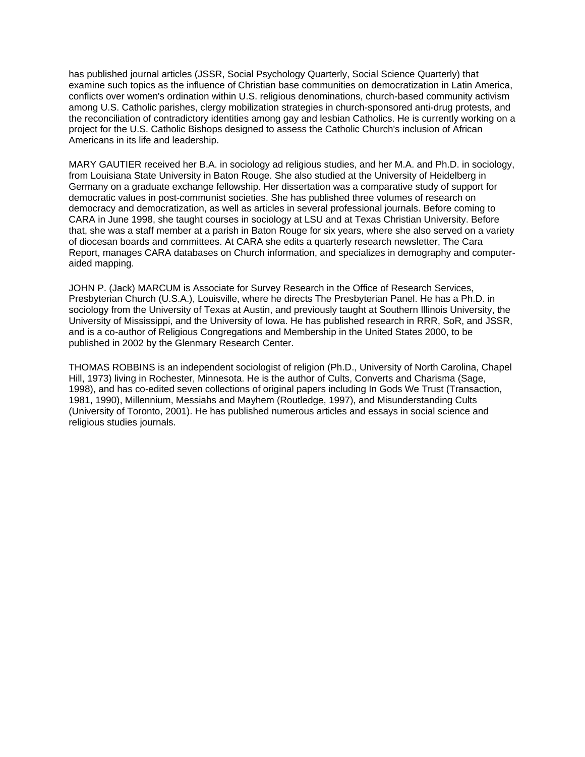has published journal articles (JSSR, Social Psychology Quarterly, Social Science Quarterly) that examine such topics as the influence of Christian base communities on democratization in Latin America, conflicts over women's ordination within U.S. religious denominations, church-based community activism among U.S. Catholic parishes, clergy mobilization strategies in church-sponsored anti-drug protests, and the reconciliation of contradictory identities among gay and lesbian Catholics. He is currently working on a project for the U.S. Catholic Bishops designed to assess the Catholic Church's inclusion of African Americans in its life and leadership.

MARY GAUTIER received her B.A. in sociology ad religious studies, and her M.A. and Ph.D. in sociology, from Louisiana State University in Baton Rouge. She also studied at the University of Heidelberg in Germany on a graduate exchange fellowship. Her dissertation was a comparative study of support for democratic values in post-communist societies. She has published three volumes of research on democracy and democratization, as well as articles in several professional journals. Before coming to CARA in June 1998, she taught courses in sociology at LSU and at Texas Christian University. Before that, she was a staff member at a parish in Baton Rouge for six years, where she also served on a variety of diocesan boards and committees. At CARA she edits a quarterly research newsletter, The Cara Report, manages CARA databases on Church information, and specializes in demography and computer-aided mapping.

JOHN P. (Jack) MARCUM is Associate for Survey Research in the Office of Research Services, Presbyterian Church (U.S.A.), Louisville, where he directs The Presbyterian Panel. He has a Ph.D. in sociology from the University of Texas at Austin, and previously taught at Southern Illinois University, the University of Mississippi, and the University of Iowa. He has published research in RRR, SoR, and JSSR, and is a co-author of Religious Congregations and Membership in the United States 2000, to be published in 2002 by the Glenmary Research Center.

THOMAS ROBBINS is an independent sociologist of religion (Ph.D., University of North Carolina, Chapel Hill, 1973) living in Rochester, Minnesota. He is the author of Cults, Converts and Charisma (Sage, 1998), and has co-edited seven collections of original papers including In Gods We Trust (Transaction, 1981, 1990), Millennium, Messiahs and Mayhem (Routledge, 1997), and Misunderstanding Cults (University of Toronto, 2001). He has published numerous articles and essays in social science and religious studies journals.